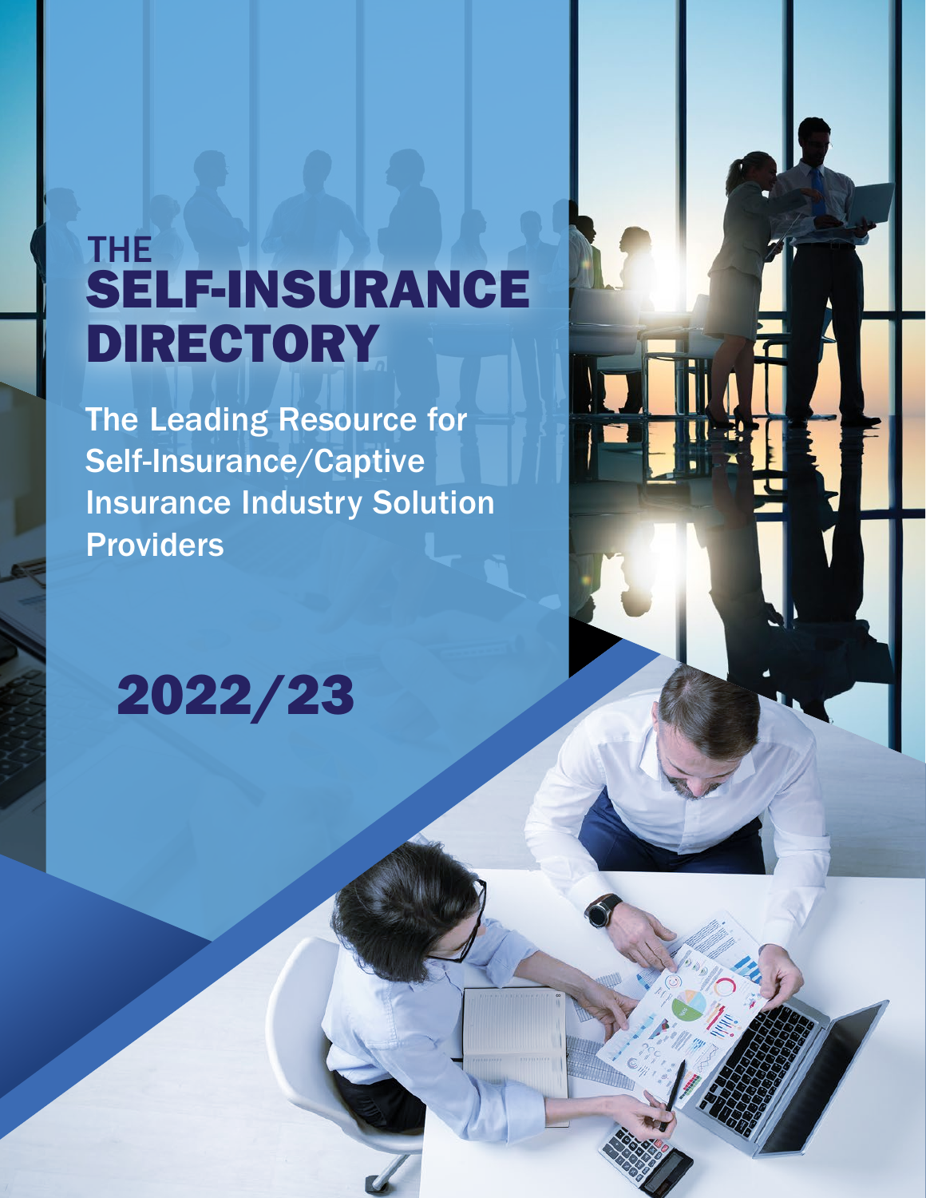# THE SELF-INSURANCE DIRECTORY

The Leading Resource for Self-Insurance/Captive Insurance Industry Solution Providers

## 2022/23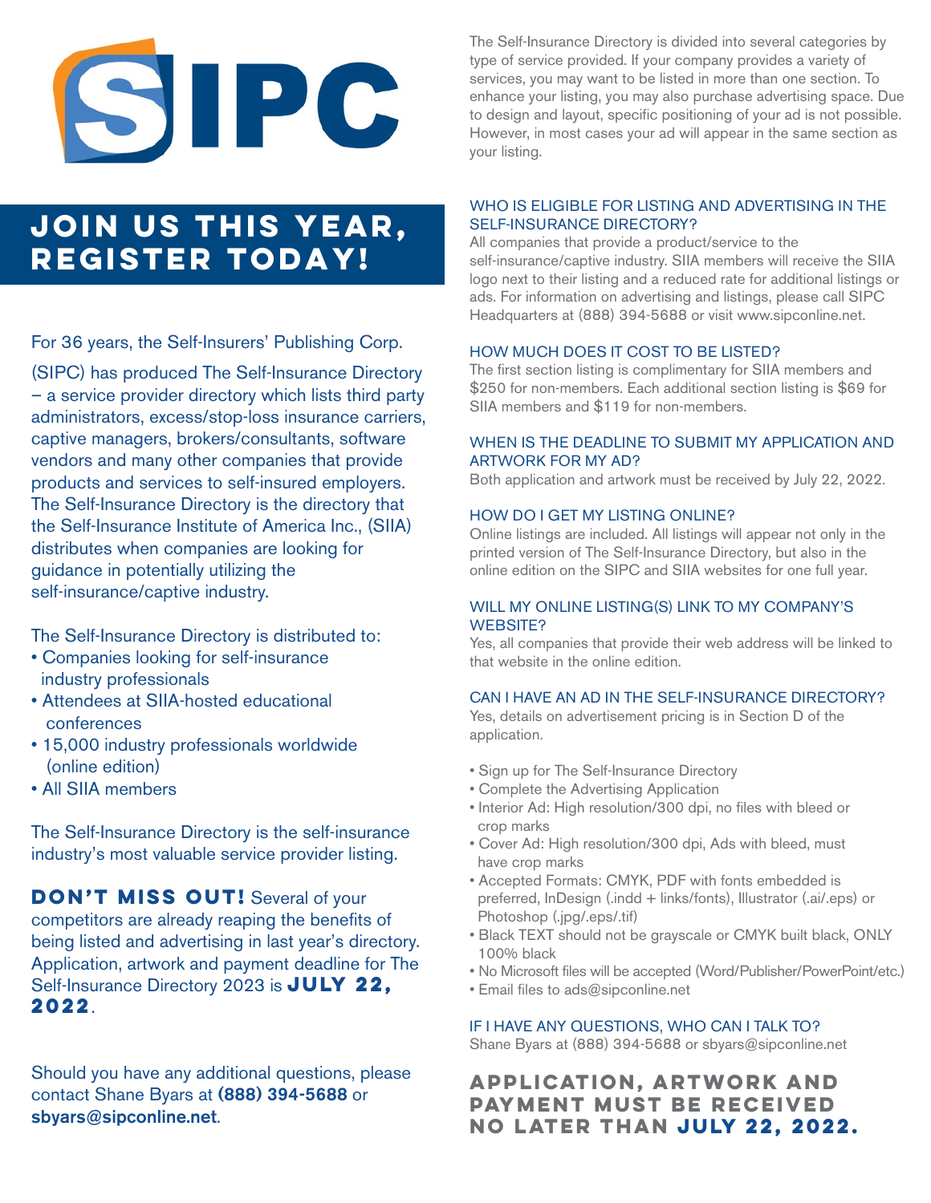# SIPC

## JOIN US THIS YEAR, REGISTER TODAY!

For 36 years, the Self-Insurers' Publishing Corp. (SIPC) has produced The Self-Insurance Directory – a service provider directory which lists third party administrators, excess/stop-loss insurance carriers, captive managers, brokers/consultants, software vendors and many other companies that provide products and services to self-insured employers. The Self-Insurance Directory is the directory that the Self-Insurance Institute of America Inc., (SIIA) distributes when companies are looking for guidance in potentially utilizing the self-insurance/captive industry.

The Self-Insurance Directory is distributed to:

- Companies looking for self-insurance industry professionals
- Attendees at SIIA-hosted educational conferences
- 15,000 industry professionals worldwide (online edition)
- All SIIA members

The Self-Insurance Directory is the self-insurance industry's most valuable service provider listing.

**DON'T MISS OUT!** Several of your competitors are already reaping the benefits of being listed and advertising in last year's directory. Application, artwork and payment deadline for The Self-Insurance Directory 2023 is **JULY 22, 2022**.

Should you have any additional questions, please contact Shane Byars at **(888) 394-5688** or **sbyars@sipconline.net**.

The Self-Insurance Directory is divided into several categories by type of service provided. If your company provides a variety of services, you may want to be listed in more than one section. To enhance your listing, you may also purchase advertising space. Due to design and layout, specific positioning of your ad is not possible. However, in most cases your ad will appear in the same section as your listing.

### WHO IS ELIGIBLE FOR LISTING AND ADVERTISING IN THE SELF-INSURANCE DIRECTORY?

All companies that provide a product/service to the self-insurance/captive industry. SIIA members will receive the SIIA logo next to their listing and a reduced rate for additional listings or ads. For information on advertising and listings, please call SIPC Headquarters at (888) 394-5688 or visit www.sipconline.net.

### HOW MUCH DOES IT COST TO BE LISTED?

The first section listing is complimentary for SIIA members and $250 for non-members. Each additional section listing is $69 for SIIA members and $119 for non-members.

### WHEN IS THE DEADLINE TO SUBMIT MY APPLICATION AND ARTWORK FOR MY AD?

Both application and artwork must be received by July 22, 2022.

### HOW DO I GET MY LISTING ONLINE?

Online listings are included. All listings will appear not only in the printed version of The Self-Insurance Directory, but also in the online edition on the SIPC and SIIA websites for one full year.

### WILL MY ONLINE LISTING(S) LINK TO MY COMPANY'S WEBSITE?

Yes, all companies that provide their web address will be linked to that website in the online edition.

### CAN I HAVE AN AD IN THE SELF-INSURANCE DIRECTORY?

Yes, details on advertisement pricing is in Section D of the application.

- Sign up for The Self-Insurance Directory
- Complete the Advertising Application
- Interior Ad: High resolution/300 dpi, no files with bleed or crop marks
- Cover Ad: High resolution/300 dpi, Ads with bleed, must have crop marks
- Accepted Formats: CMYK, PDF with fonts embedded is preferred, InDesign (.indd + links/fonts), Illustrator (.ai/.eps) or Photoshop (.jpg/.eps/.tif)
- Black TEXT should not be grayscale or CMYK built black, ONLY 100% black
- No Microsoft files will be accepted (Word/Publisher/PowerPoint/etc.)
- Email files to ads@sipconline.net

### IF I HAVE ANY QUESTIONS, WHO CAN I TALK TO?

Shane Byars at (888) 394-5688 or sbyars@sipconline.net

## APPLICATION, ARTWORK AND PAYMENT MUST BE RECEIVED NO LATER THAN JULY 22, 2022.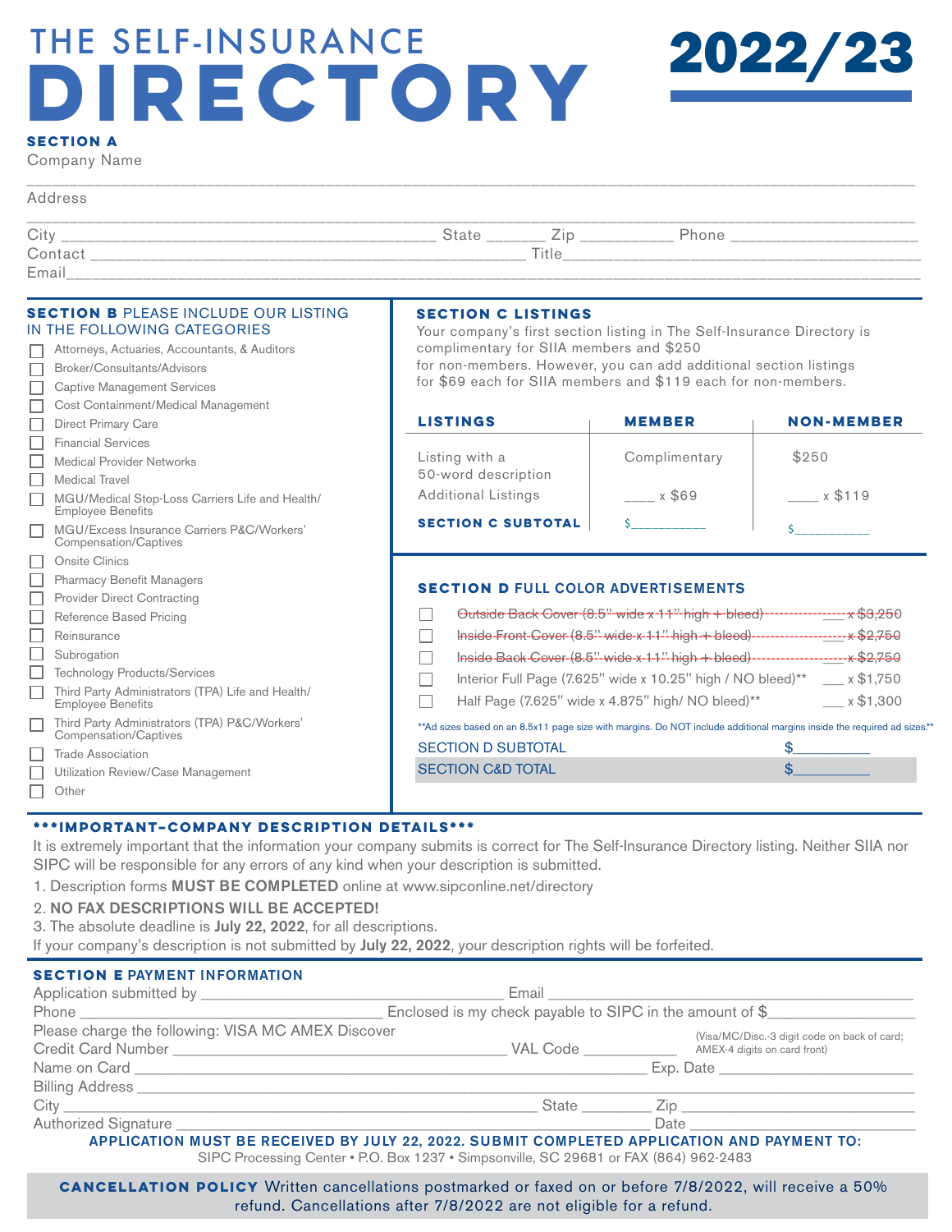# THE SELF-INSURANCE DIRECTORY

# 2022/23

## SECTION A

Company Name ______________________________________________

Address ______________________________________________

City ______________________ State ______ Zip __________ Phone ____________________

Contact ______________________________ Title ______________________________

Email ______________________________________________

## SECTION B PLEASE INCLUDE OUR LISTING IN THE FOLLOWING CATEGORIES

- ☐ Attorneys, Actuaries, Accountants, & Auditors
- ☐ Broker/Consultants/Advisors
- ☐ Captive Management Services
- ☐ Cost Containment/Medical Management
- ☐ Direct Primary Care
- ☐ Financial Services
- ☐ Medical Provider Networks
- ☐ Medical Travel
- ☐ MGU/Medical Stop-Loss Carriers Life and Health/ Employee Benefits
- ☐ MGU/Excess Insurance Carriers P&C/Workers' Compensation/Captives
- ☐ Onsite Clinics
- ☐ Pharmacy Benefit Managers
- ☐ Provider Direct Contracting
- ☐ Reference Based Pricing
- ☐ Reinsurance
- ☐ Subrogation
- ☐ Technology Products/Services
- ☐ Third Party Administrators (TPA) Life and Health/ Employee Benefits
- ☐ Third Party Administrators (TPA) P&C/Workers' Compensation/Captives
- ☐ Trade Association
- ☐ Utilization Review/Case Management
- ☐ Other

## SECTION C LISTINGS

Your company's first section listing in The Self-Insurance Directory is complimentary for SIIA members and $250 for non-members. However, you can add additional section listings for $69 each for SIIA members and $119 each for non-members.

| LISTINGS | MEMBER | NON-MEMBER |
|---|---|---|
| Listing with a 50-word description | Complimentary | $250 |
| Additional Listings | ____ x $69 | ____ x $119 |
| **SECTION C SUBTOTAL** | $__________ | $__________ |

## SECTION D FULL COLOR ADVERTISEMENTS

- ☐ ~~Outside Back Cover (8.5" wide x 11" high + bleed) ___ x $3,250~~
- ☐ ~~Inside Front Cover (8.5" wide x 11" high + bleed) ___ x $2,750~~
- ☐ ~~Inside Back Cover (8.5" wide x 11" high + bleed) ___ x $2,750~~
- ☐ Interior Full Page (7.625" wide x 10.25" high / NO bleed)** ___ x $1,750
- ☐ Half Page (7.625" wide x 4.875" high/ NO bleed)** ___ x $1,300

**Ad sizes based on an 8.5x11 page size with margins. Do NOT include additional margins inside the required ad sizes.**

SECTION D SUBTOTAL $__________

SECTION C&D TOTAL $__________

## ***IMPORTANT–COMPANY DESCRIPTION DETAILS***

It is extremely important that the information your company submits is correct for The Self-Insurance Directory listing. Neither SIIA nor SIPC will be responsible for any errors of any kind when your description is submitted.

1. Description forms **MUST BE COMPLETED** online at www.sipconline.net/directory
2. **NO FAX DESCRIPTIONS WILL BE ACCEPTED!**
3. The absolute deadline is **July 22, 2022**, for all descriptions.

If your company's description is not submitted by **July 22, 2022**, your description rights will be forfeited.

## SECTION E PAYMENT INFORMATION

Application submitted by ______________________ Email ______________________

Phone ______________________ Enclosed is my check payable to SIPC in the amount of $______________

Please charge the following: VISA MC AMEX Discover

Credit Card Number ______________________ VAL Code __________ (Visa/MC/Disc.-3 digit code on back of card; AMEX-4 digits on card front)

Name on Card ______________________ Exp. Date ______________________

Billing Address ______________________________________________

City ______________________ State ________ Zip ______________________

Authorized Signature ______________________ Date ______________________

**APPLICATION MUST BE RECEIVED BY JULY 22, 2022. SUBMIT COMPLETED APPLICATION AND PAYMENT TO:**

SIPC Processing Center • P.O. Box 1237 • Simpsonville, SC 29681 or FAX (864) 962-2483

**CANCELLATION POLICY** Written cancellations postmarked or faxed on or before 7/8/2022, will receive a 50% refund. Cancellations after 7/8/2022 are not eligible for a refund.